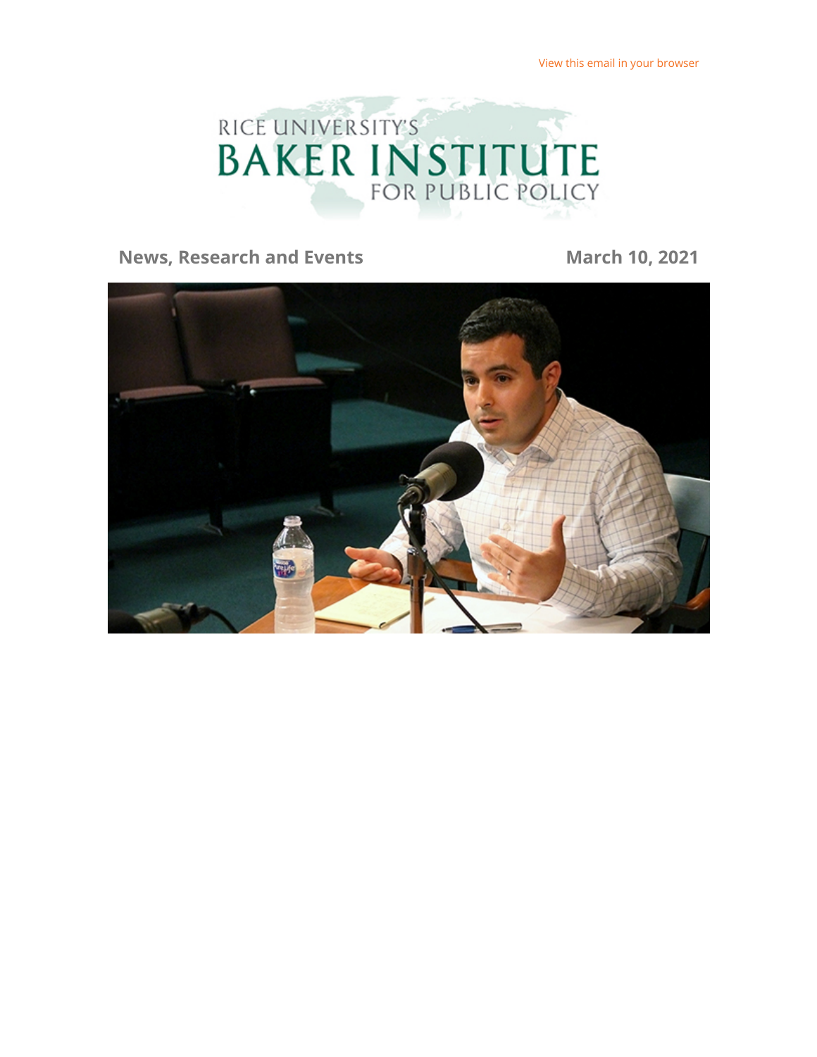View this email in your browser

RICE UNIVERSITY'S
# BAKER INSTITUTE
FOR PUBLIC POLICY

**News, Research and Events** **March 10, 2021**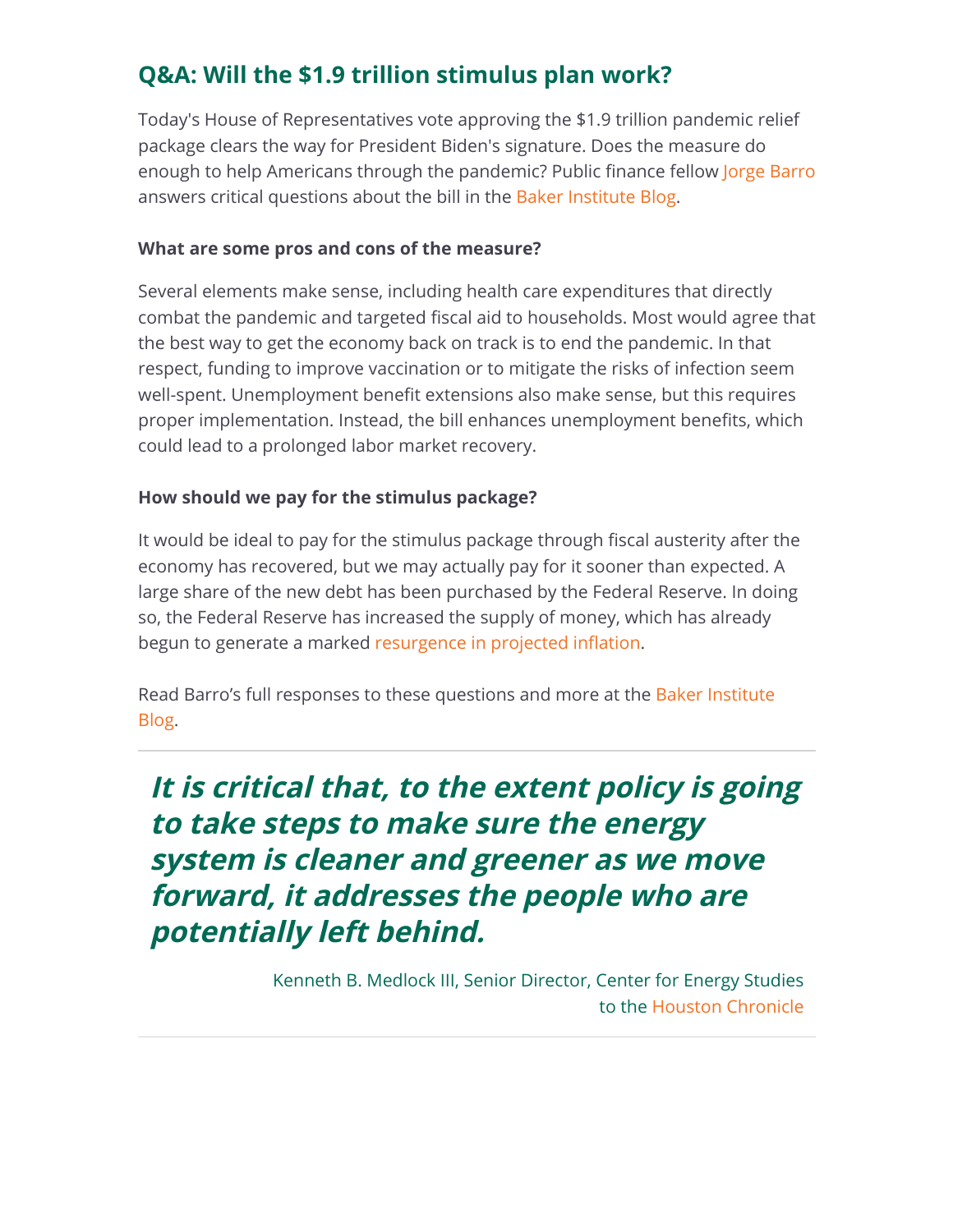## Q&A: Will the $1.9 trillion stimulus plan work?

Today's House of Representatives vote approving the $1.9 trillion pandemic relief package clears the way for President Biden's signature. Does the measure do enough to help Americans through the pandemic? Public finance fellow Jorge Barro answers critical questions about the bill in the Baker Institute Blog.

**What are some pros and cons of the measure?**

Several elements make sense, including health care expenditures that directly combat the pandemic and targeted fiscal aid to households. Most would agree that the best way to get the economy back on track is to end the pandemic. In that respect, funding to improve vaccination or to mitigate the risks of infection seem well-spent. Unemployment benefit extensions also make sense, but this requires proper implementation. Instead, the bill enhances unemployment benefits, which could lead to a prolonged labor market recovery.

**How should we pay for the stimulus package?**

It would be ideal to pay for the stimulus package through fiscal austerity after the economy has recovered, but we may actually pay for it sooner than expected. A large share of the new debt has been purchased by the Federal Reserve. In doing so, the Federal Reserve has increased the supply of money, which has already begun to generate a marked resurgence in projected inflation.

Read Barro's full responses to these questions and more at the Baker Institute Blog.

---

> ***It is critical that, to the extent policy is going to take steps to make sure the energy system is cleaner and greener as we move forward, it addresses the people who are potentially left behind.***
>
> Kenneth B. Medlock III, Senior Director, Center for Energy Studies to the Houston Chronicle

---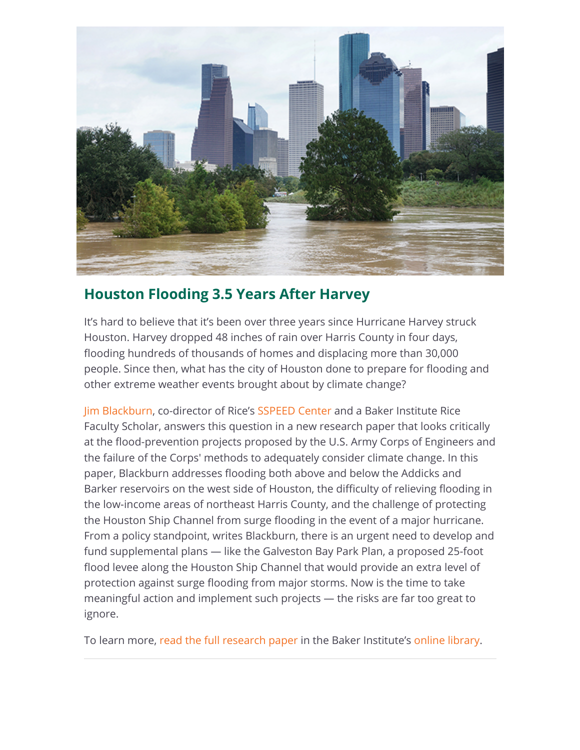## Houston Flooding 3.5 Years After Harvey

It's hard to believe that it's been over three years since Hurricane Harvey struck Houston. Harvey dropped 48 inches of rain over Harris County in four days, flooding hundreds of thousands of homes and displacing more than 30,000 people. Since then, what has the city of Houston done to prepare for flooding and other extreme weather events brought about by climate change?

Jim Blackburn, co-director of Rice's SSPEED Center and a Baker Institute Rice Faculty Scholar, answers this question in a new research paper that looks critically at the flood-prevention projects proposed by the U.S. Army Corps of Engineers and the failure of the Corps' methods to adequately consider climate change. In this paper, Blackburn addresses flooding both above and below the Addicks and Barker reservoirs on the west side of Houston, the difficulty of relieving flooding in the low-income areas of northeast Harris County, and the challenge of protecting the Houston Ship Channel from surge flooding in the event of a major hurricane. From a policy standpoint, writes Blackburn, there is an urgent need to develop and fund supplemental plans — like the Galveston Bay Park Plan, a proposed 25-foot flood levee along the Houston Ship Channel that would provide an extra level of protection against surge flooding from major storms. Now is the time to take meaningful action and implement such projects — the risks are far too great to ignore.

To learn more, read the full research paper in the Baker Institute's online library.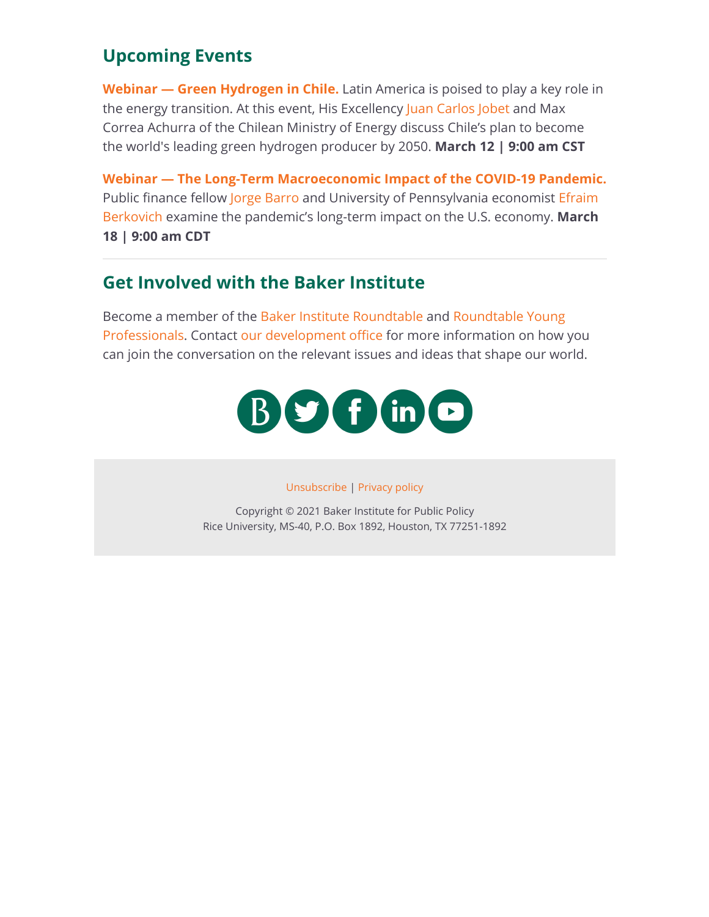## Upcoming Events

**Webinar — Green Hydrogen in Chile.** Latin America is poised to play a key role in the energy transition. At this event, His Excellency Juan Carlos Jobet and Max Correa Achurra of the Chilean Ministry of Energy discuss Chile's plan to become the world's leading green hydrogen producer by 2050. **March 12 | 9:00 am CST**

**Webinar — The Long-Term Macroeconomic Impact of the COVID-19 Pandemic.** Public finance fellow Jorge Barro and University of Pennsylvania economist Efraim Berkovich examine the pandemic's long-term impact on the U.S. economy. **March 18 | 9:00 am CDT**

---

## Get Involved with the Baker Institute

Become a member of the Baker Institute Roundtable and Roundtable Young Professionals. Contact our development office for more information on how you can join the conversation on the relevant issues and ideas that shape our world.

Unsubscribe | Privacy policy

Copyright © 2021 Baker Institute for Public Policy
Rice University, MS-40, P.O. Box 1892, Houston, TX 77251-1892